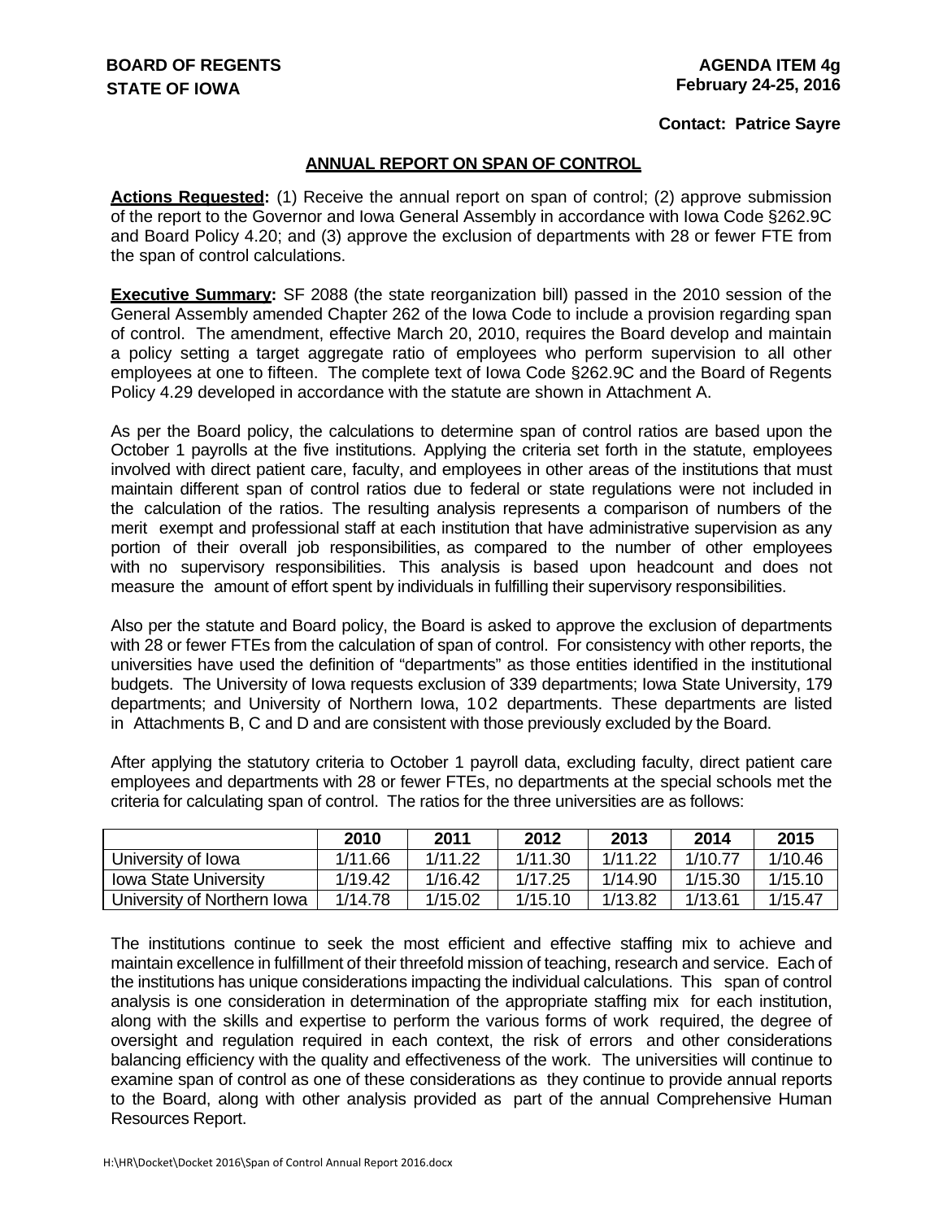**BOARD OF REGENTS**
**STATE OF IOWA**

**AGENDA ITEM 4g**
**February 24-25, 2016**

**Contact: Patrice Sayre**

## ANNUAL REPORT ON SPAN OF CONTROL

**Actions Requested:** (1) Receive the annual report on span of control; (2) approve submission of the report to the Governor and Iowa General Assembly in accordance with Iowa Code §262.9C and Board Policy 4.20; and (3) approve the exclusion of departments with 28 or fewer FTE from the span of control calculations.

**Executive Summary:** SF 2088 (the state reorganization bill) passed in the 2010 session of the General Assembly amended Chapter 262 of the Iowa Code to include a provision regarding span of control. The amendment, effective March 20, 2010, requires the Board develop and maintain a policy setting a target aggregate ratio of employees who perform supervision to all other employees at one to fifteen. The complete text of Iowa Code §262.9C and the Board of Regents Policy 4.29 developed in accordance with the statute are shown in Attachment A.

As per the Board policy, the calculations to determine span of control ratios are based upon the October 1 payrolls at the five institutions. Applying the criteria set forth in the statute, employees involved with direct patient care, faculty, and employees in other areas of the institutions that must maintain different span of control ratios due to federal or state regulations were not included in the calculation of the ratios. The resulting analysis represents a comparison of numbers of the merit exempt and professional staff at each institution that have administrative supervision as any portion of their overall job responsibilities, as compared to the number of other employees with no supervisory responsibilities. This analysis is based upon headcount and does not measure the amount of effort spent by individuals in fulfilling their supervisory responsibilities.

Also per the statute and Board policy, the Board is asked to approve the exclusion of departments with 28 or fewer FTEs from the calculation of span of control. For consistency with other reports, the universities have used the definition of "departments" as those entities identified in the institutional budgets. The University of Iowa requests exclusion of 339 departments; Iowa State University, 179 departments; and University of Northern Iowa, 102 departments. These departments are listed in Attachments B, C and D and are consistent with those previously excluded by the Board.

After applying the statutory criteria to October 1 payroll data, excluding faculty, direct patient care employees and departments with 28 or fewer FTEs, no departments at the special schools met the criteria for calculating span of control. The ratios for the three universities are as follows:

| | 2010 | 2011 | 2012 | 2013 | 2014 | 2015 |
|---|---|---|---|---|---|---|
| University of Iowa | 1/11.66 | 1/11.22 | 1/11.30 | 1/11.22 | 1/10.77 | 1/10.46 |
| Iowa State University | 1/19.42 | 1/16.42 | 1/17.25 | 1/14.90 | 1/15.30 | 1/15.10 |
| University of Northern Iowa | 1/14.78 | 1/15.02 | 1/15.10 | 1/13.82 | 1/13.61 | 1/15.47 |

The institutions continue to seek the most efficient and effective staffing mix to achieve and maintain excellence in fulfillment of their threefold mission of teaching, research and service. Each of the institutions has unique considerations impacting the individual calculations. This span of control analysis is one consideration in determination of the appropriate staffing mix for each institution, along with the skills and expertise to perform the various forms of work required, the degree of oversight and regulation required in each context, the risk of errors and other considerations balancing efficiency with the quality and effectiveness of the work. The universities will continue to examine span of control as one of these considerations as they continue to provide annual reports to the Board, along with other analysis provided as part of the annual Comprehensive Human Resources Report.

H:\HR\Docket\Docket 2016\Span of Control Annual Report 2016.docx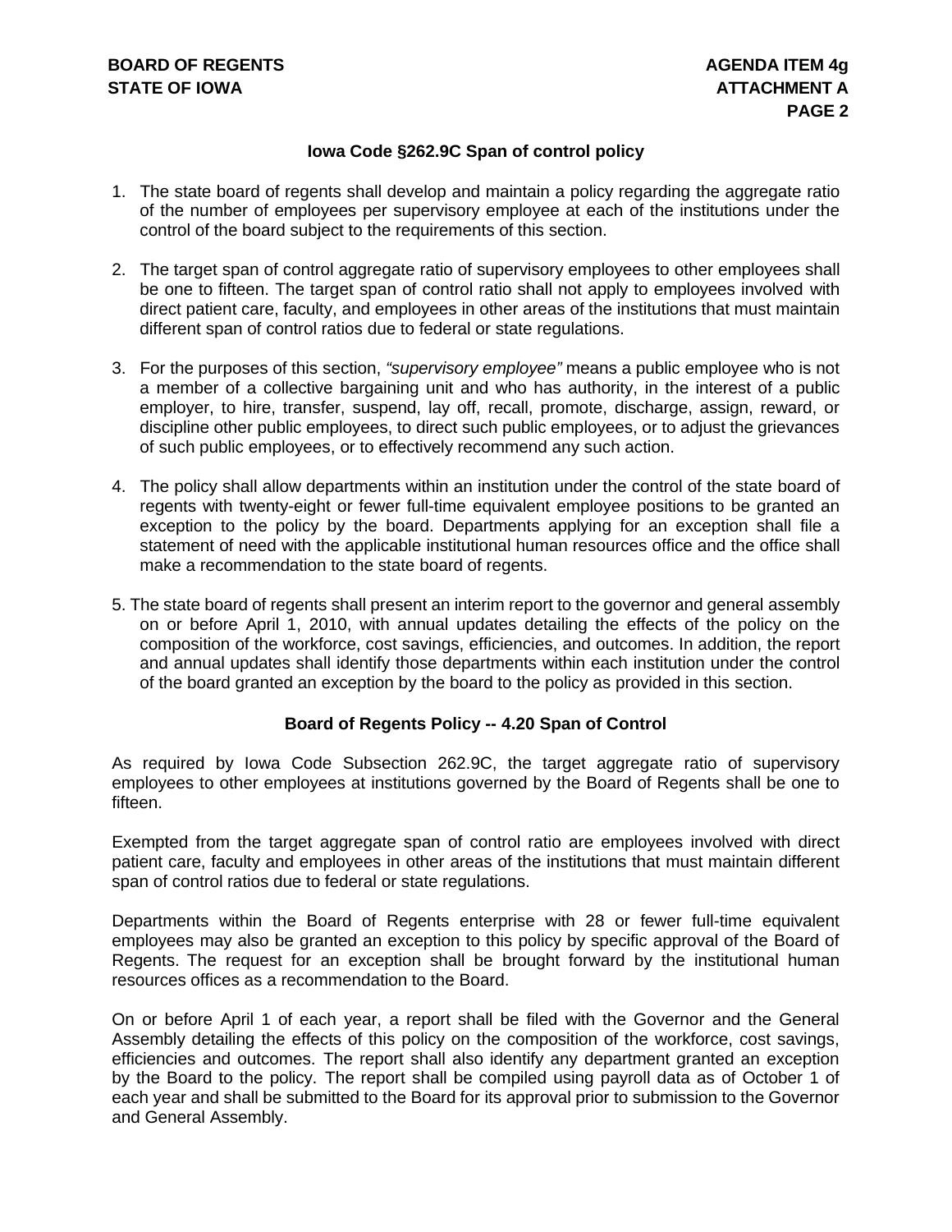### Iowa Code §262.9C Span of control policy

1. The state board of regents shall develop and maintain a policy regarding the aggregate ratio of the number of employees per supervisory employee at each of the institutions under the control of the board subject to the requirements of this section.

2. The target span of control aggregate ratio of supervisory employees to other employees shall be one to fifteen. The target span of control ratio shall not apply to employees involved with direct patient care, faculty, and employees in other areas of the institutions that must maintain different span of control ratios due to federal or state regulations.

3. For the purposes of this section, *"supervisory employee"* means a public employee who is not a member of a collective bargaining unit and who has authority, in the interest of a public employer, to hire, transfer, suspend, lay off, recall, promote, discharge, assign, reward, or discipline other public employees, to direct such public employees, or to adjust the grievances of such public employees, or to effectively recommend any such action.

4. The policy shall allow departments within an institution under the control of the state board of regents with twenty-eight or fewer full-time equivalent employee positions to be granted an exception to the policy by the board. Departments applying for an exception shall file a statement of need with the applicable institutional human resources office and the office shall make a recommendation to the state board of regents.

5. The state board of regents shall present an interim report to the governor and general assembly on or before April 1, 2010, with annual updates detailing the effects of the policy on the composition of the workforce, cost savings, efficiencies, and outcomes. In addition, the report and annual updates shall identify those departments within each institution under the control of the board granted an exception by the board to the policy as provided in this section.

### Board of Regents Policy -- 4.20 Span of Control

As required by Iowa Code Subsection 262.9C, the target aggregate ratio of supervisory employees to other employees at institutions governed by the Board of Regents shall be one to fifteen.

Exempted from the target aggregate span of control ratio are employees involved with direct patient care, faculty and employees in other areas of the institutions that must maintain different span of control ratios due to federal or state regulations.

Departments within the Board of Regents enterprise with 28 or fewer full-time equivalent employees may also be granted an exception to this policy by specific approval of the Board of Regents. The request for an exception shall be brought forward by the institutional human resources offices as a recommendation to the Board.

On or before April 1 of each year, a report shall be filed with the Governor and the General Assembly detailing the effects of this policy on the composition of the workforce, cost savings, efficiencies and outcomes. The report shall also identify any department granted an exception by the Board to the policy. The report shall be compiled using payroll data as of October 1 of each year and shall be submitted to the Board for its approval prior to submission to the Governor and General Assembly.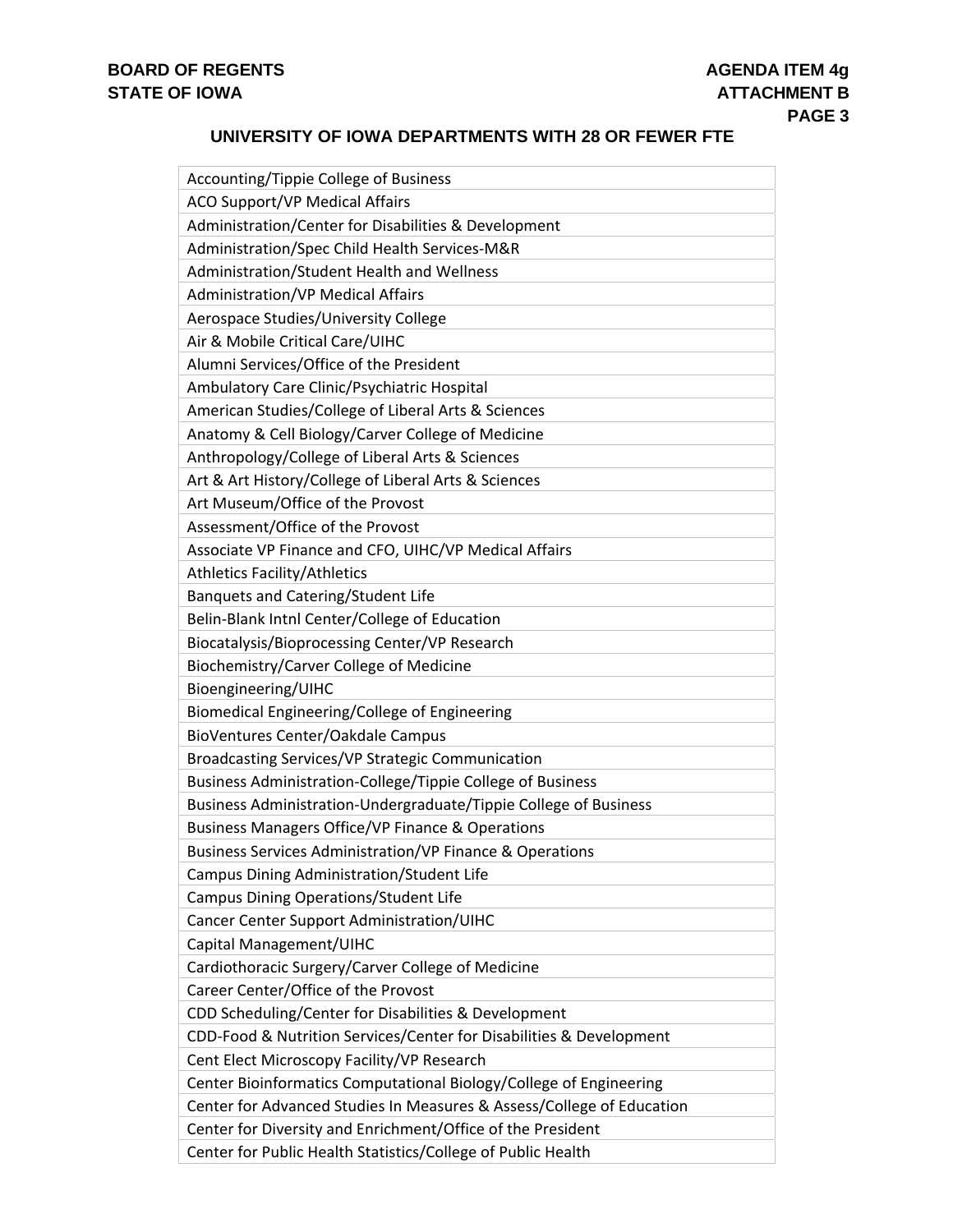## UNIVERSITY OF IOWA DEPARTMENTS WITH 28 OR FEWER FTE

| |
|---|
| Accounting/Tippie College of Business |
| ACO Support/VP Medical Affairs |
| Administration/Center for Disabilities & Development |
| Administration/Spec Child Health Services-M&R |
| Administration/Student Health and Wellness |
| Administration/VP Medical Affairs |
| Aerospace Studies/University College |
| Air & Mobile Critical Care/UIHC |
| Alumni Services/Office of the President |
| Ambulatory Care Clinic/Psychiatric Hospital |
| American Studies/College of Liberal Arts & Sciences |
| Anatomy & Cell Biology/Carver College of Medicine |
| Anthropology/College of Liberal Arts & Sciences |
| Art & Art History/College of Liberal Arts & Sciences |
| Art Museum/Office of the Provost |
| Assessment/Office of the Provost |
| Associate VP Finance and CFO, UIHC/VP Medical Affairs |
| Athletics Facility/Athletics |
| Banquets and Catering/Student Life |
| Belin-Blank Intnl Center/College of Education |
| Biocatalysis/Bioprocessing Center/VP Research |
| Biochemistry/Carver College of Medicine |
| Bioengineering/UIHC |
| Biomedical Engineering/College of Engineering |
| BioVentures Center/Oakdale Campus |
| Broadcasting Services/VP Strategic Communication |
| Business Administration-College/Tippie College of Business |
| Business Administration-Undergraduate/Tippie College of Business |
| Business Managers Office/VP Finance & Operations |
| Business Services Administration/VP Finance & Operations |
| Campus Dining Administration/Student Life |
| Campus Dining Operations/Student Life |
| Cancer Center Support Administration/UIHC |
| Capital Management/UIHC |
| Cardiothoracic Surgery/Carver College of Medicine |
| Career Center/Office of the Provost |
| CDD Scheduling/Center for Disabilities & Development |
| CDD-Food & Nutrition Services/Center for Disabilities & Development |
| Cent Elect Microscopy Facility/VP Research |
| Center Bioinformatics Computational Biology/College of Engineering |
| Center for Advanced Studies In Measures & Assess/College of Education |
| Center for Diversity and Enrichment/Office of the President |
| Center for Public Health Statistics/College of Public Health |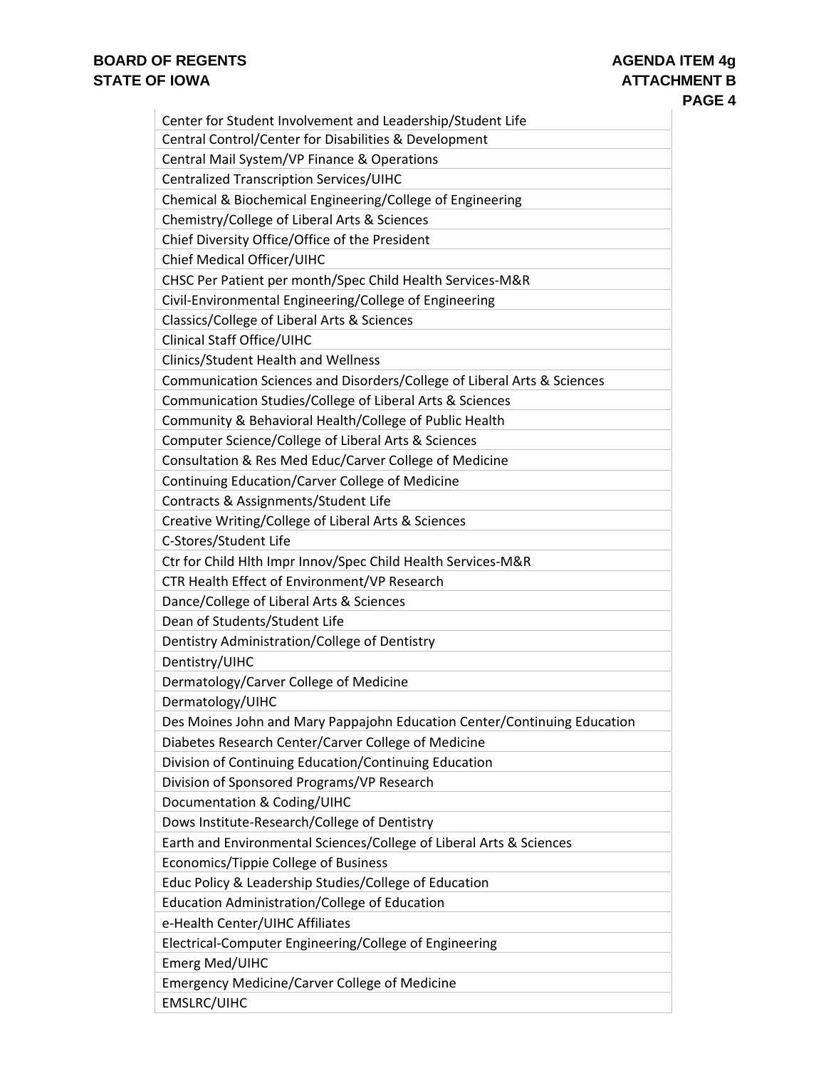| Center for Student Involvement and Leadership/Student Life |
|---|
| Central Control/Center for Disabilities & Development |
| Central Mail System/VP Finance & Operations |
| Centralized Transcription Services/UIHC |
| Chemical & Biochemical Engineering/College of Engineering |
| Chemistry/College of Liberal Arts & Sciences |
| Chief Diversity Office/Office of the President |
| Chief Medical Officer/UIHC |
| CHSC Per Patient per month/Spec Child Health Services-M&R |
| Civil-Environmental Engineering/College of Engineering |
| Classics/College of Liberal Arts & Sciences |
| Clinical Staff Office/UIHC |
| Clinics/Student Health and Wellness |
| Communication Sciences and Disorders/College of Liberal Arts & Sciences |
| Communication Studies/College of Liberal Arts & Sciences |
| Community & Behavioral Health/College of Public Health |
| Computer Science/College of Liberal Arts & Sciences |
| Consultation & Res Med Educ/Carver College of Medicine |
| Continuing Education/Carver College of Medicine |
| Contracts & Assignments/Student Life |
| Creative Writing/College of Liberal Arts & Sciences |
| C-Stores/Student Life |
| Ctr for Child Hlth Impr Innov/Spec Child Health Services-M&R |
| CTR Health Effect of Environment/VP Research |
| Dance/College of Liberal Arts & Sciences |
| Dean of Students/Student Life |
| Dentistry Administration/College of Dentistry |
| Dentistry/UIHC |
| Dermatology/Carver College of Medicine |
| Dermatology/UIHC |
| Des Moines John and Mary Pappajohn Education Center/Continuing Education |
| Diabetes Research Center/Carver College of Medicine |
| Division of Continuing Education/Continuing Education |
| Division of Sponsored Programs/VP Research |
| Documentation & Coding/UIHC |
| Dows Institute-Research/College of Dentistry |
| Earth and Environmental Sciences/College of Liberal Arts & Sciences |
| Economics/Tippie College of Business |
| Educ Policy & Leadership Studies/College of Education |
| Education Administration/College of Education |
| e-Health Center/UIHC Affiliates |
| Electrical-Computer Engineering/College of Engineering |
| Emerg Med/UIHC |
| Emergency Medicine/Carver College of Medicine |
| EMSLRC/UIHC |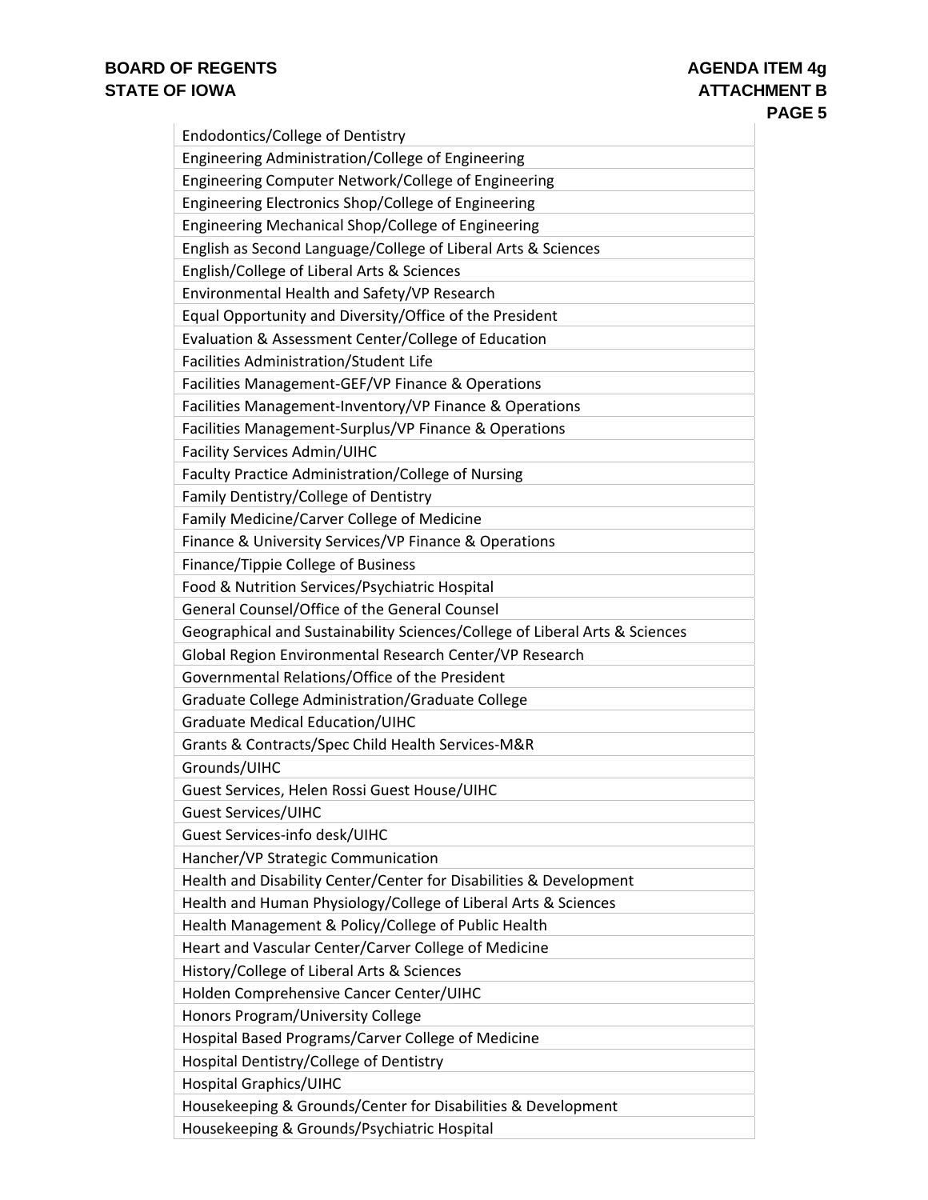| |
|---|
| Endodontics/College of Dentistry |
| Engineering Administration/College of Engineering |
| Engineering Computer Network/College of Engineering |
| Engineering Electronics Shop/College of Engineering |
| Engineering Mechanical Shop/College of Engineering |
| English as Second Language/College of Liberal Arts & Sciences |
| English/College of Liberal Arts & Sciences |
| Environmental Health and Safety/VP Research |
| Equal Opportunity and Diversity/Office of the President |
| Evaluation & Assessment Center/College of Education |
| Facilities Administration/Student Life |
| Facilities Management-GEF/VP Finance & Operations |
| Facilities Management-Inventory/VP Finance & Operations |
| Facilities Management-Surplus/VP Finance & Operations |
| Facility Services Admin/UIHC |
| Faculty Practice Administration/College of Nursing |
| Family Dentistry/College of Dentistry |
| Family Medicine/Carver College of Medicine |
| Finance & University Services/VP Finance & Operations |
| Finance/Tippie College of Business |
| Food & Nutrition Services/Psychiatric Hospital |
| General Counsel/Office of the General Counsel |
| Geographical and Sustainability Sciences/College of Liberal Arts & Sciences |
| Global Region Environmental Research Center/VP Research |
| Governmental Relations/Office of the President |
| Graduate College Administration/Graduate College |
| Graduate Medical Education/UIHC |
| Grants & Contracts/Spec Child Health Services-M&R |
| Grounds/UIHC |
| Guest Services, Helen Rossi Guest House/UIHC |
| Guest Services/UIHC |
| Guest Services-info desk/UIHC |
| Hancher/VP Strategic Communication |
| Health and Disability Center/Center for Disabilities & Development |
| Health and Human Physiology/College of Liberal Arts & Sciences |
| Health Management & Policy/College of Public Health |
| Heart and Vascular Center/Carver College of Medicine |
| History/College of Liberal Arts & Sciences |
| Holden Comprehensive Cancer Center/UIHC |
| Honors Program/University College |
| Hospital Based Programs/Carver College of Medicine |
| Hospital Dentistry/College of Dentistry |
| Hospital Graphics/UIHC |
| Housekeeping & Grounds/Center for Disabilities & Development |
| Housekeeping & Grounds/Psychiatric Hospital |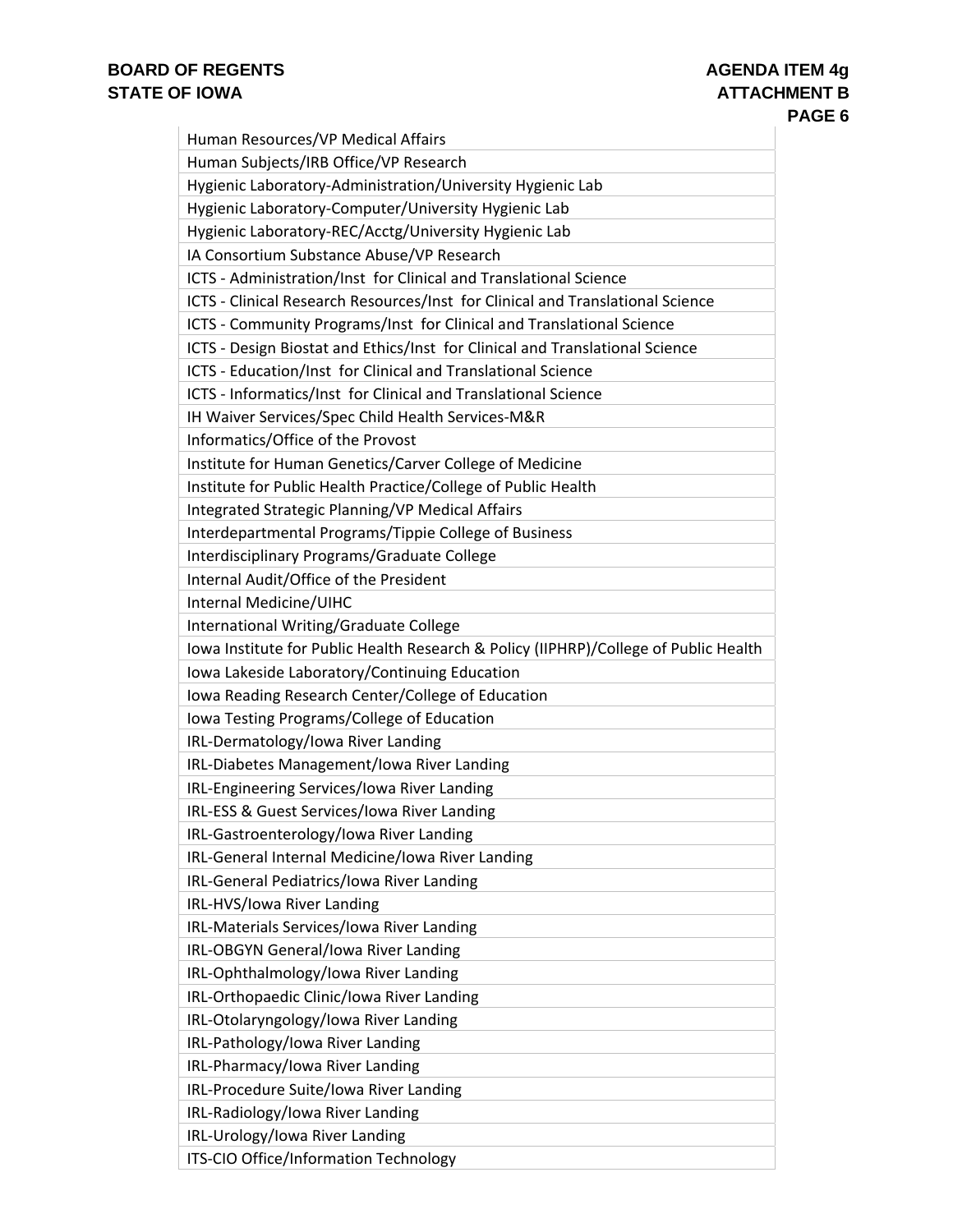| Human Resources/VP Medical Affairs |
|---|
| Human Subjects/IRB Office/VP Research |
| Hygienic Laboratory-Administration/University Hygienic Lab |
| Hygienic Laboratory-Computer/University Hygienic Lab |
| Hygienic Laboratory-REC/Acctg/University Hygienic Lab |
| IA Consortium Substance Abuse/VP Research |
| ICTS - Administration/Inst for Clinical and Translational Science |
| ICTS - Clinical Research Resources/Inst for Clinical and Translational Science |
| ICTS - Community Programs/Inst for Clinical and Translational Science |
| ICTS - Design Biostat and Ethics/Inst for Clinical and Translational Science |
| ICTS - Education/Inst for Clinical and Translational Science |
| ICTS - Informatics/Inst for Clinical and Translational Science |
| IH Waiver Services/Spec Child Health Services-M&R |
| Informatics/Office of the Provost |
| Institute for Human Genetics/Carver College of Medicine |
| Institute for Public Health Practice/College of Public Health |
| Integrated Strategic Planning/VP Medical Affairs |
| Interdepartmental Programs/Tippie College of Business |
| Interdisciplinary Programs/Graduate College |
| Internal Audit/Office of the President |
| Internal Medicine/UIHC |
| International Writing/Graduate College |
| Iowa Institute for Public Health Research & Policy (IIPHRP)/College of Public Health |
| Iowa Lakeside Laboratory/Continuing Education |
| Iowa Reading Research Center/College of Education |
| Iowa Testing Programs/College of Education |
| IRL-Dermatology/Iowa River Landing |
| IRL-Diabetes Management/Iowa River Landing |
| IRL-Engineering Services/Iowa River Landing |
| IRL-ESS & Guest Services/Iowa River Landing |
| IRL-Gastroenterology/Iowa River Landing |
| IRL-General Internal Medicine/Iowa River Landing |
| IRL-General Pediatrics/Iowa River Landing |
| IRL-HVS/Iowa River Landing |
| IRL-Materials Services/Iowa River Landing |
| IRL-OBGYN General/Iowa River Landing |
| IRL-Ophthalmology/Iowa River Landing |
| IRL-Orthopaedic Clinic/Iowa River Landing |
| IRL-Otolaryngology/Iowa River Landing |
| IRL-Pathology/Iowa River Landing |
| IRL-Pharmacy/Iowa River Landing |
| IRL-Procedure Suite/Iowa River Landing |
| IRL-Radiology/Iowa River Landing |
| IRL-Urology/Iowa River Landing |
| ITS-CIO Office/Information Technology |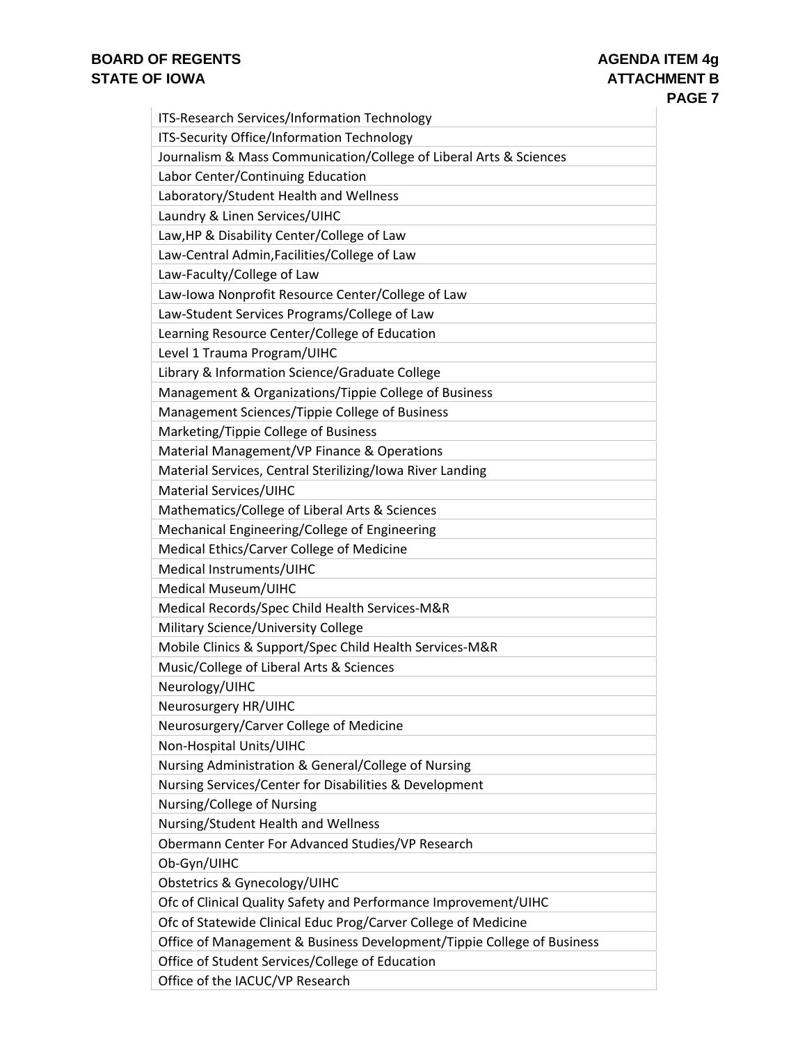| ITS-Research Services/Information Technology |
|---|
| ITS-Security Office/Information Technology |
| Journalism & Mass Communication/College of Liberal Arts & Sciences |
| Labor Center/Continuing Education |
| Laboratory/Student Health and Wellness |
| Laundry & Linen Services/UIHC |
| Law,HP & Disability Center/College of Law |
| Law-Central Admin,Facilities/College of Law |
| Law-Faculty/College of Law |
| Law-Iowa Nonprofit Resource Center/College of Law |
| Law-Student Services Programs/College of Law |
| Learning Resource Center/College of Education |
| Level 1 Trauma Program/UIHC |
| Library & Information Science/Graduate College |
| Management & Organizations/Tippie College of Business |
| Management Sciences/Tippie College of Business |
| Marketing/Tippie College of Business |
| Material Management/VP Finance & Operations |
| Material Services, Central Sterilizing/Iowa River Landing |
| Material Services/UIHC |
| Mathematics/College of Liberal Arts & Sciences |
| Mechanical Engineering/College of Engineering |
| Medical Ethics/Carver College of Medicine |
| Medical Instruments/UIHC |
| Medical Museum/UIHC |
| Medical Records/Spec Child Health Services-M&R |
| Military Science/University College |
| Mobile Clinics & Support/Spec Child Health Services-M&R |
| Music/College of Liberal Arts & Sciences |
| Neurology/UIHC |
| Neurosurgery HR/UIHC |
| Neurosurgery/Carver College of Medicine |
| Non-Hospital Units/UIHC |
| Nursing Administration & General/College of Nursing |
| Nursing Services/Center for Disabilities & Development |
| Nursing/College of Nursing |
| Nursing/Student Health and Wellness |
| Obermann Center For Advanced Studies/VP Research |
| Ob-Gyn/UIHC |
| Obstetrics & Gynecology/UIHC |
| Ofc of Clinical Quality Safety and Performance Improvement/UIHC |
| Ofc of Statewide Clinical Educ Prog/Carver College of Medicine |
| Office of Management & Business Development/Tippie College of Business |
| Office of Student Services/College of Education |
| Office of the IACUC/VP Research |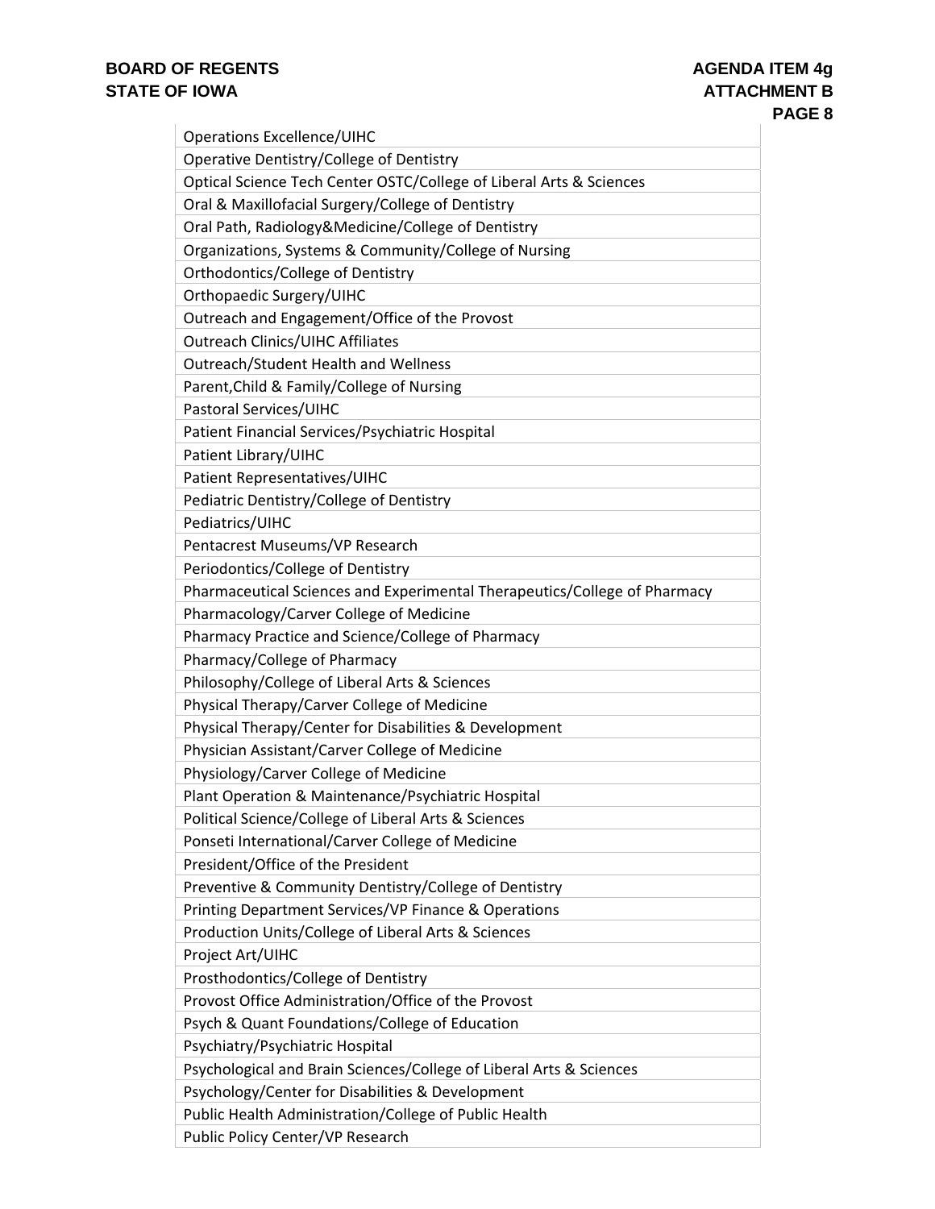| Operations Excellence/UIHC |
|---|
| Operative Dentistry/College of Dentistry |
| Optical Science Tech Center OSTC/College of Liberal Arts & Sciences |
| Oral & Maxillofacial Surgery/College of Dentistry |
| Oral Path, Radiology&Medicine/College of Dentistry |
| Organizations, Systems & Community/College of Nursing |
| Orthodontics/College of Dentistry |
| Orthopaedic Surgery/UIHC |
| Outreach and Engagement/Office of the Provost |
| Outreach Clinics/UIHC Affiliates |
| Outreach/Student Health and Wellness |
| Parent,Child & Family/College of Nursing |
| Pastoral Services/UIHC |
| Patient Financial Services/Psychiatric Hospital |
| Patient Library/UIHC |
| Patient Representatives/UIHC |
| Pediatric Dentistry/College of Dentistry |
| Pediatrics/UIHC |
| Pentacrest Museums/VP Research |
| Periodontics/College of Dentistry |
| Pharmaceutical Sciences and Experimental Therapeutics/College of Pharmacy |
| Pharmacology/Carver College of Medicine |
| Pharmacy Practice and Science/College of Pharmacy |
| Pharmacy/College of Pharmacy |
| Philosophy/College of Liberal Arts & Sciences |
| Physical Therapy/Carver College of Medicine |
| Physical Therapy/Center for Disabilities & Development |
| Physician Assistant/Carver College of Medicine |
| Physiology/Carver College of Medicine |
| Plant Operation & Maintenance/Psychiatric Hospital |
| Political Science/College of Liberal Arts & Sciences |
| Ponseti International/Carver College of Medicine |
| President/Office of the President |
| Preventive & Community Dentistry/College of Dentistry |
| Printing Department Services/VP Finance & Operations |
| Production Units/College of Liberal Arts & Sciences |
| Project Art/UIHC |
| Prosthodontics/College of Dentistry |
| Provost Office Administration/Office of the Provost |
| Psych & Quant Foundations/College of Education |
| Psychiatry/Psychiatric Hospital |
| Psychological and Brain Sciences/College of Liberal Arts & Sciences |
| Psychology/Center for Disabilities & Development |
| Public Health Administration/College of Public Health |
| Public Policy Center/VP Research |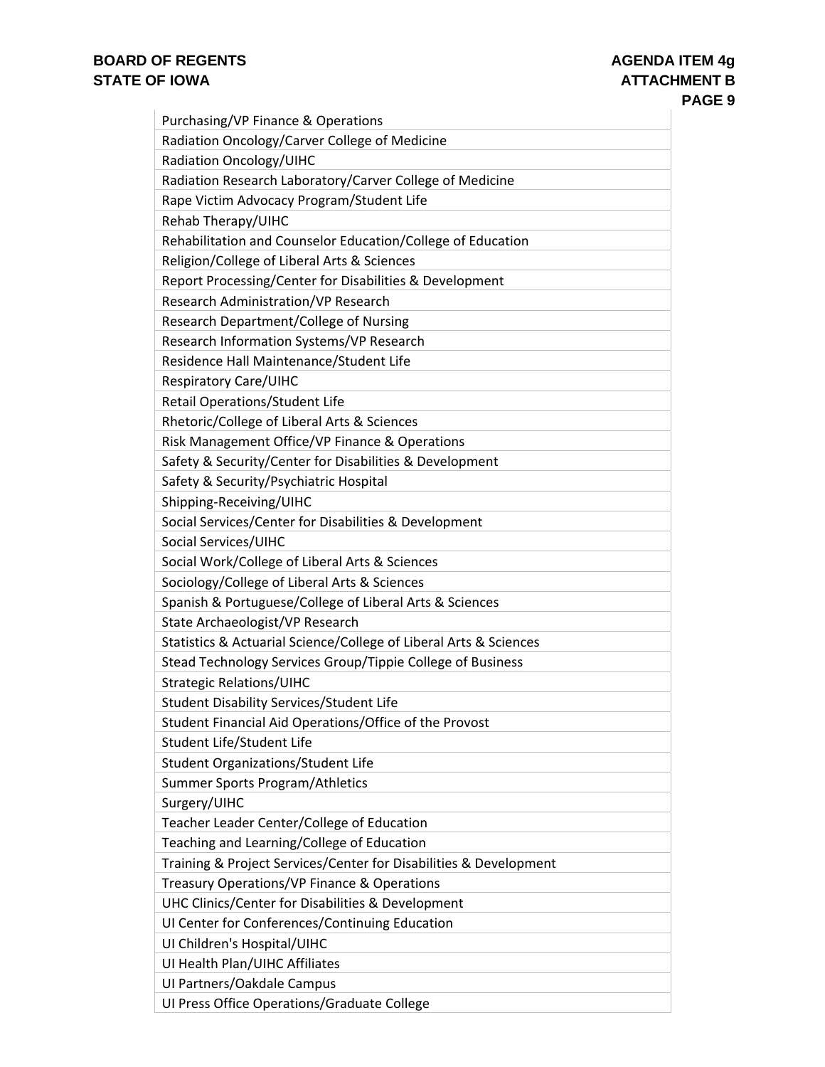| Purchasing/VP Finance & Operations |
|---|
| Radiation Oncology/Carver College of Medicine |
| Radiation Oncology/UIHC |
| Radiation Research Laboratory/Carver College of Medicine |
| Rape Victim Advocacy Program/Student Life |
| Rehab Therapy/UIHC |
| Rehabilitation and Counselor Education/College of Education |
| Religion/College of Liberal Arts & Sciences |
| Report Processing/Center for Disabilities & Development |
| Research Administration/VP Research |
| Research Department/College of Nursing |
| Research Information Systems/VP Research |
| Residence Hall Maintenance/Student Life |
| Respiratory Care/UIHC |
| Retail Operations/Student Life |
| Rhetoric/College of Liberal Arts & Sciences |
| Risk Management Office/VP Finance & Operations |
| Safety & Security/Center for Disabilities & Development |
| Safety & Security/Psychiatric Hospital |
| Shipping-Receiving/UIHC |
| Social Services/Center for Disabilities & Development |
| Social Services/UIHC |
| Social Work/College of Liberal Arts & Sciences |
| Sociology/College of Liberal Arts & Sciences |
| Spanish & Portuguese/College of Liberal Arts & Sciences |
| State Archaeologist/VP Research |
| Statistics & Actuarial Science/College of Liberal Arts & Sciences |
| Stead Technology Services Group/Tippie College of Business |
| Strategic Relations/UIHC |
| Student Disability Services/Student Life |
| Student Financial Aid Operations/Office of the Provost |
| Student Life/Student Life |
| Student Organizations/Student Life |
| Summer Sports Program/Athletics |
| Surgery/UIHC |
| Teacher Leader Center/College of Education |
| Teaching and Learning/College of Education |
| Training & Project Services/Center for Disabilities & Development |
| Treasury Operations/VP Finance & Operations |
| UHC Clinics/Center for Disabilities & Development |
| UI Center for Conferences/Continuing Education |
| UI Children's Hospital/UIHC |
| UI Health Plan/UIHC Affiliates |
| UI Partners/Oakdale Campus |
| UI Press Office Operations/Graduate College |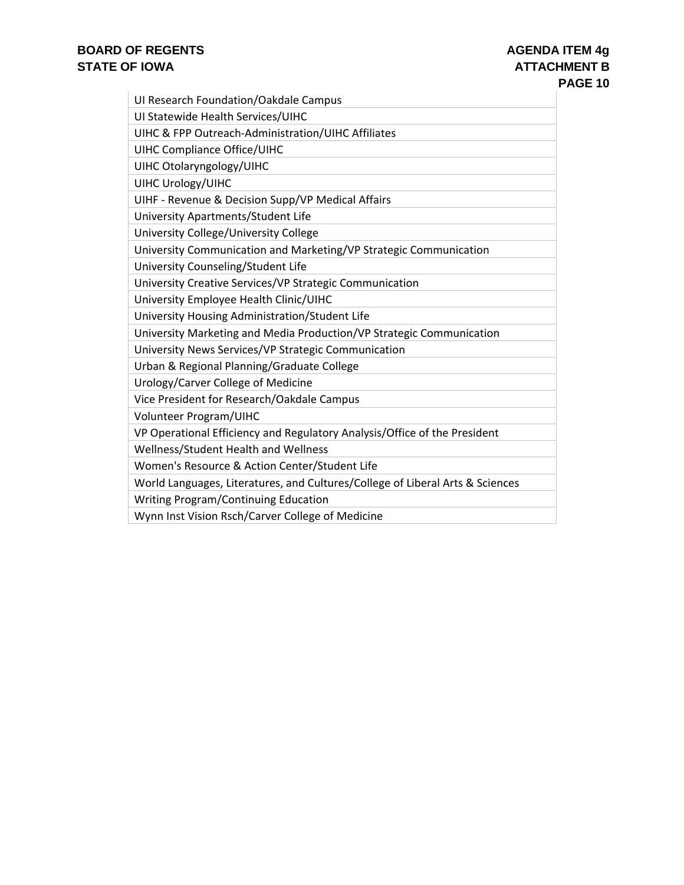| UI Research Foundation/Oakdale Campus |
| --- |
| UI Statewide Health Services/UIHC |
| UIHC & FPP Outreach-Administration/UIHC Affiliates |
| UIHC Compliance Office/UIHC |
| UIHC Otolaryngology/UIHC |
| UIHC Urology/UIHC |
| UIHF - Revenue & Decision Supp/VP Medical Affairs |
| University Apartments/Student Life |
| University College/University College |
| University Communication and Marketing/VP Strategic Communication |
| University Counseling/Student Life |
| University Creative Services/VP Strategic Communication |
| University Employee Health Clinic/UIHC |
| University Housing Administration/Student Life |
| University Marketing and Media Production/VP Strategic Communication |
| University News Services/VP Strategic Communication |
| Urban & Regional Planning/Graduate College |
| Urology/Carver College of Medicine |
| Vice President for Research/Oakdale Campus |
| Volunteer Program/UIHC |
| VP Operational Efficiency and Regulatory Analysis/Office of the President |
| Wellness/Student Health and Wellness |
| Women's Resource & Action Center/Student Life |
| World Languages, Literatures, and Cultures/College of Liberal Arts & Sciences |
| Writing Program/Continuing Education |
| Wynn Inst Vision Rsch/Carver College of Medicine |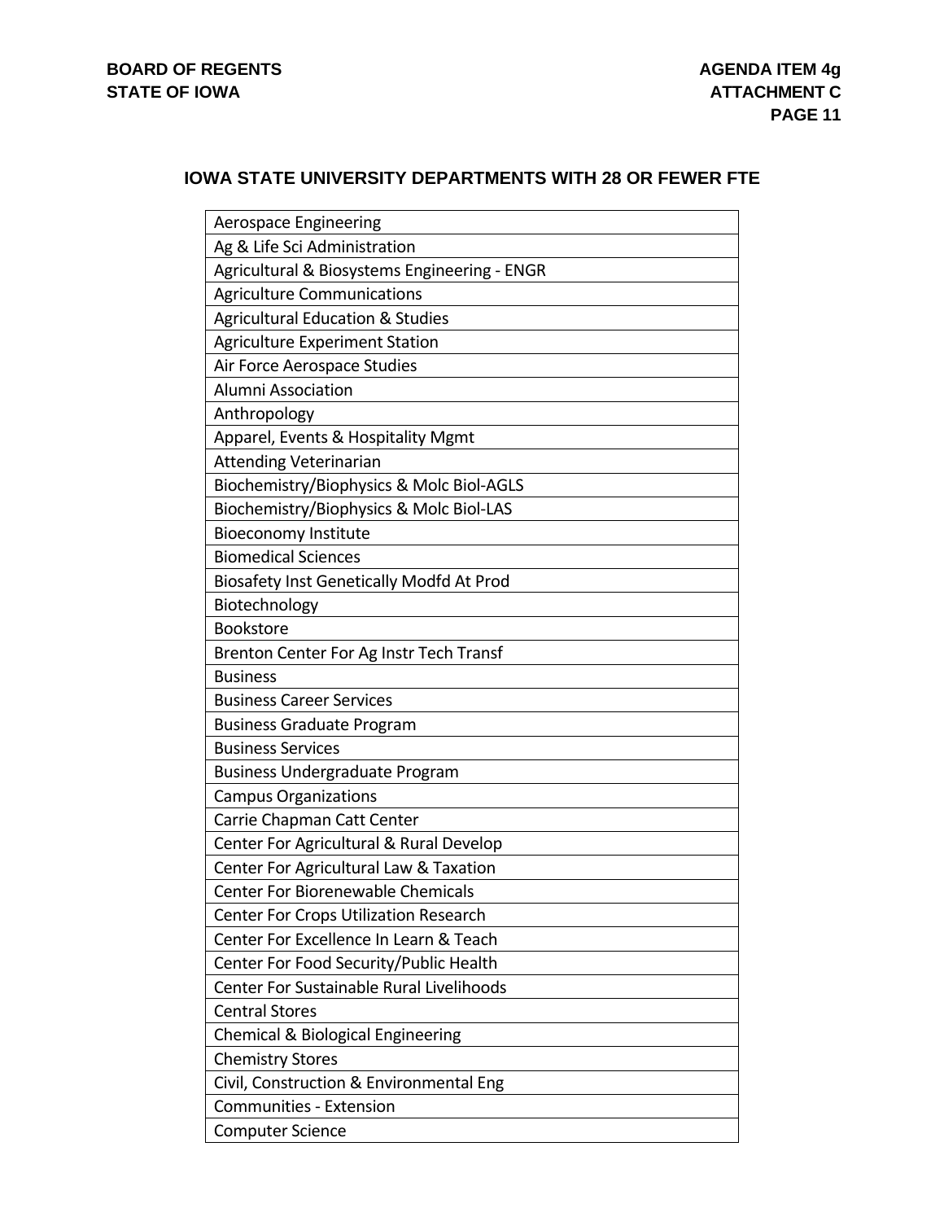## IOWA STATE UNIVERSITY DEPARTMENTS WITH 28 OR FEWER FTE

| Department |
|---|
| Aerospace Engineering |
| Ag & Life Sci Administration |
| Agricultural & Biosystems Engineering - ENGR |
| Agriculture Communications |
| Agricultural Education & Studies |
| Agriculture Experiment Station |
| Air Force Aerospace Studies |
| Alumni Association |
| Anthropology |
| Apparel, Events & Hospitality Mgmt |
| Attending Veterinarian |
| Biochemistry/Biophysics & Molc Biol-AGLS |
| Biochemistry/Biophysics & Molc Biol-LAS |
| Bioeconomy Institute |
| Biomedical Sciences |
| Biosafety Inst Genetically Modfd At Prod |
| Biotechnology |
| Bookstore |
| Brenton Center For Ag Instr Tech Transf |
| Business |
| Business Career Services |
| Business Graduate Program |
| Business Services |
| Business Undergraduate Program |
| Campus Organizations |
| Carrie Chapman Catt Center |
| Center For Agricultural & Rural Develop |
| Center For Agricultural Law & Taxation |
| Center For Biorenewable Chemicals |
| Center For Crops Utilization Research |
| Center For Excellence In Learn & Teach |
| Center For Food Security/Public Health |
| Center For Sustainable Rural Livelihoods |
| Central Stores |
| Chemical & Biological Engineering |
| Chemistry Stores |
| Civil, Construction & Environmental Eng |
| Communities - Extension |
| Computer Science |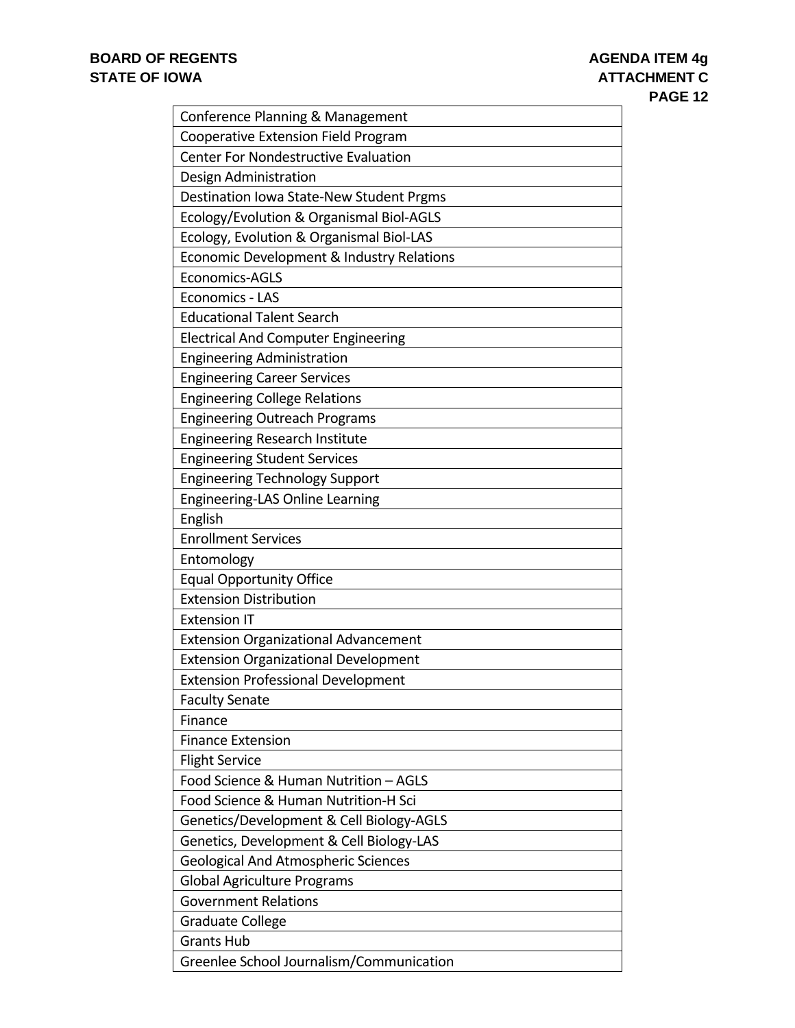| Conference Planning & Management |
| --- |
| Cooperative Extension Field Program |
| Center For Nondestructive Evaluation |
| Design Administration |
| Destination Iowa State-New Student Prgms |
| Ecology/Evolution & Organismal Biol-AGLS |
| Ecology, Evolution & Organismal Biol-LAS |
| Economic Development & Industry Relations |
| Economics-AGLS |
| Economics - LAS |
| Educational Talent Search |
| Electrical And Computer Engineering |
| Engineering Administration |
| Engineering Career Services |
| Engineering College Relations |
| Engineering Outreach Programs |
| Engineering Research Institute |
| Engineering Student Services |
| Engineering Technology Support |
| Engineering-LAS Online Learning |
| English |
| Enrollment Services |
| Entomology |
| Equal Opportunity Office |
| Extension Distribution |
| Extension IT |
| Extension Organizational Advancement |
| Extension Organizational Development |
| Extension Professional Development |
| Faculty Senate |
| Finance |
| Finance Extension |
| Flight Service |
| Food Science & Human Nutrition – AGLS |
| Food Science & Human Nutrition-H Sci |
| Genetics/Development & Cell Biology-AGLS |
| Genetics, Development & Cell Biology-LAS |
| Geological And Atmospheric Sciences |
| Global Agriculture Programs |
| Government Relations |
| Graduate College |
| Grants Hub |
| Greenlee School Journalism/Communication |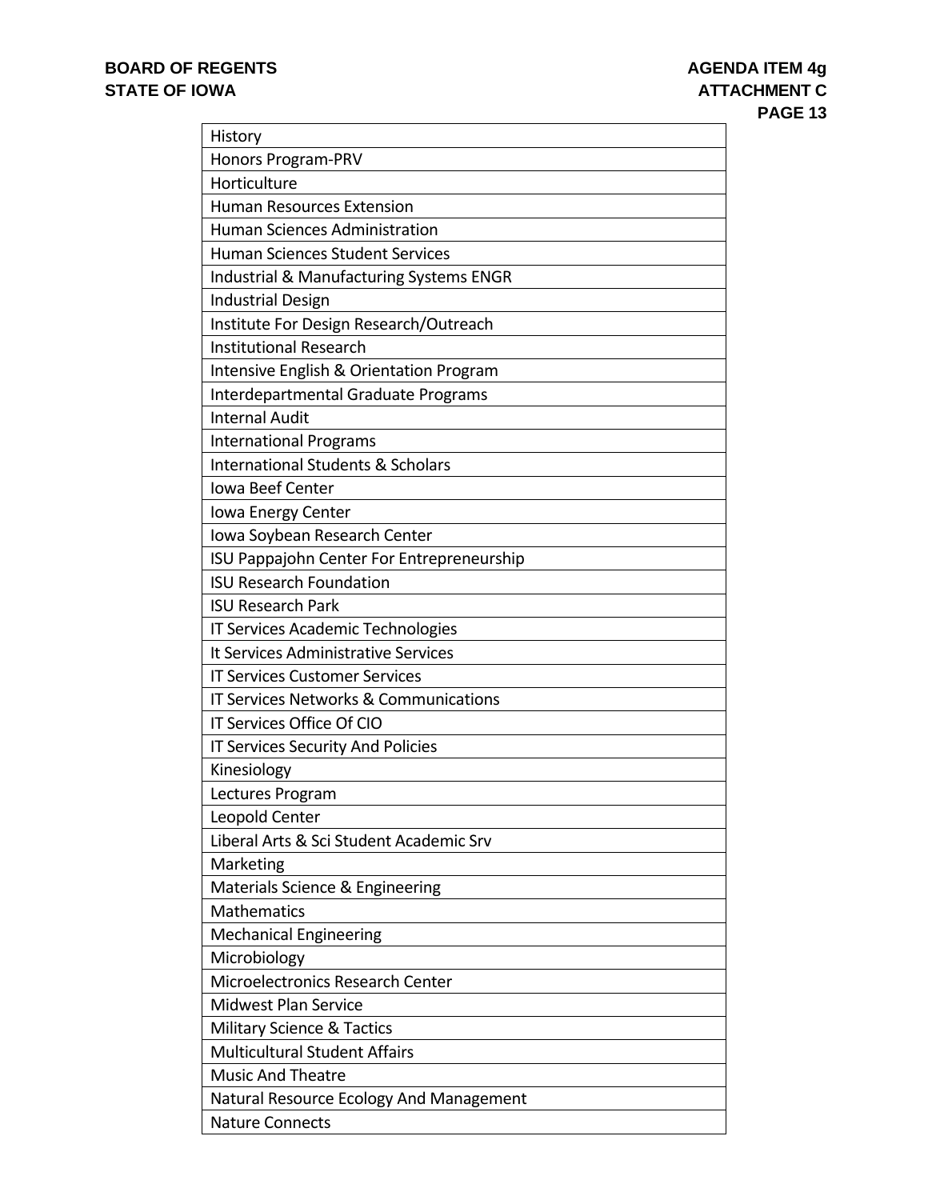| History |
| --- |
| Honors Program-PRV |
| Horticulture |
| Human Resources Extension |
| Human Sciences Administration |
| Human Sciences Student Services |
| Industrial & Manufacturing Systems ENGR |
| Industrial Design |
| Institute For Design Research/Outreach |
| Institutional Research |
| Intensive English & Orientation Program |
| Interdepartmental Graduate Programs |
| Internal Audit |
| International Programs |
| International Students & Scholars |
| Iowa Beef Center |
| Iowa Energy Center |
| Iowa Soybean Research Center |
| ISU Pappajohn Center For Entrepreneurship |
| ISU Research Foundation |
| ISU Research Park |
| IT Services Academic Technologies |
| It Services Administrative Services |
| IT Services Customer Services |
| IT Services Networks & Communications |
| IT Services Office Of CIO |
| IT Services Security And Policies |
| Kinesiology |
| Lectures Program |
| Leopold Center |
| Liberal Arts & Sci Student Academic Srv |
| Marketing |
| Materials Science & Engineering |
| Mathematics |
| Mechanical Engineering |
| Microbiology |
| Microelectronics Research Center |
| Midwest Plan Service |
| Military Science & Tactics |
| Multicultural Student Affairs |
| Music And Theatre |
| Natural Resource Ecology And Management |
| Nature Connects |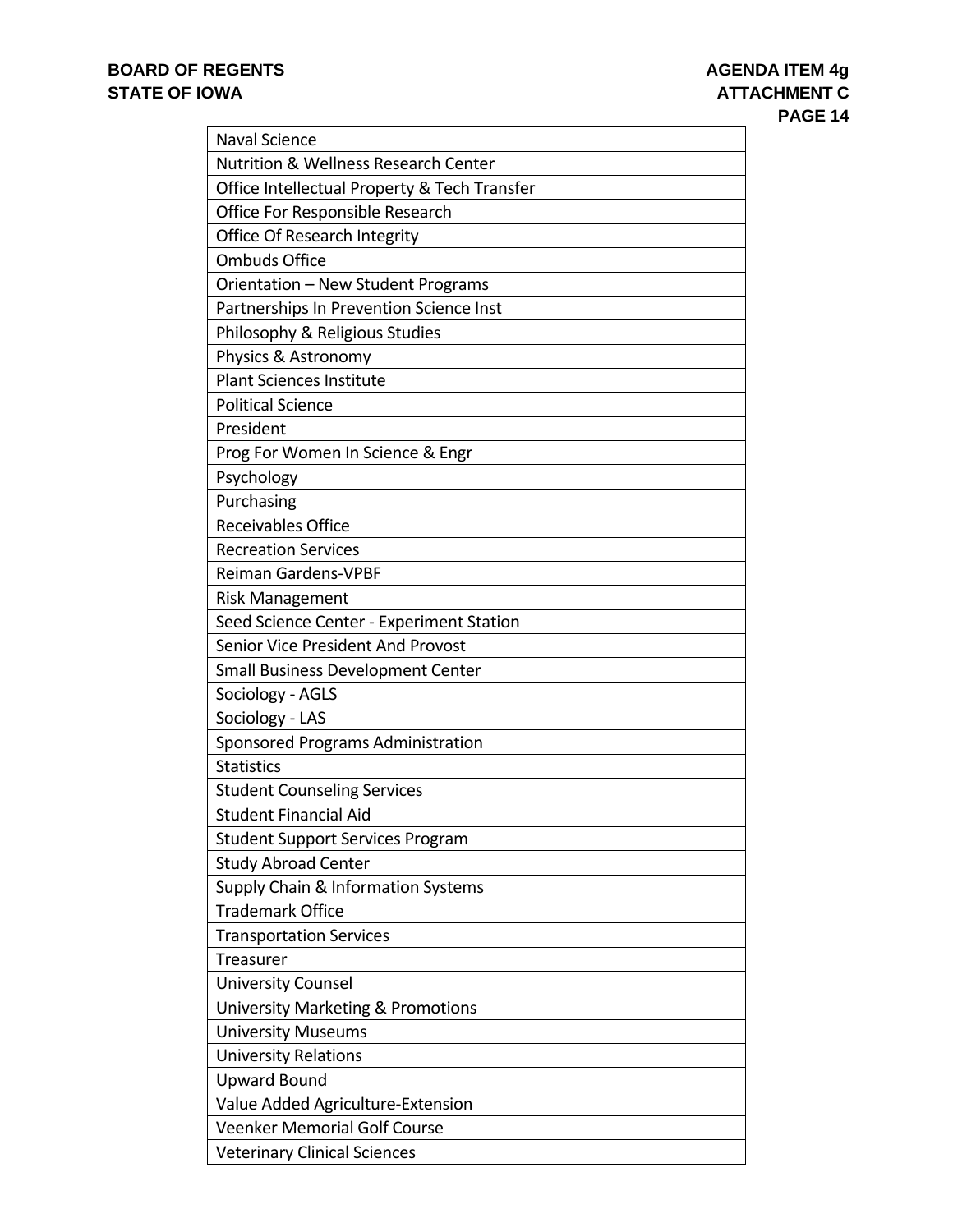| Naval Science |
|---|
| Nutrition & Wellness Research Center |
| Office Intellectual Property & Tech Transfer |
| Office For Responsible Research |
| Office Of Research Integrity |
| Ombuds Office |
| Orientation – New Student Programs |
| Partnerships In Prevention Science Inst |
| Philosophy & Religious Studies |
| Physics & Astronomy |
| Plant Sciences Institute |
| Political Science |
| President |
| Prog For Women In Science & Engr |
| Psychology |
| Purchasing |
| Receivables Office |
| Recreation Services |
| Reiman Gardens-VPBF |
| Risk Management |
| Seed Science Center - Experiment Station |
| Senior Vice President And Provost |
| Small Business Development Center |
| Sociology - AGLS |
| Sociology - LAS |
| Sponsored Programs Administration |
| Statistics |
| Student Counseling Services |
| Student Financial Aid |
| Student Support Services Program |
| Study Abroad Center |
| Supply Chain & Information Systems |
| Trademark Office |
| Transportation Services |
| Treasurer |
| University Counsel |
| University Marketing & Promotions |
| University Museums |
| University Relations |
| Upward Bound |
| Value Added Agriculture-Extension |
| Veenker Memorial Golf Course |
| Veterinary Clinical Sciences |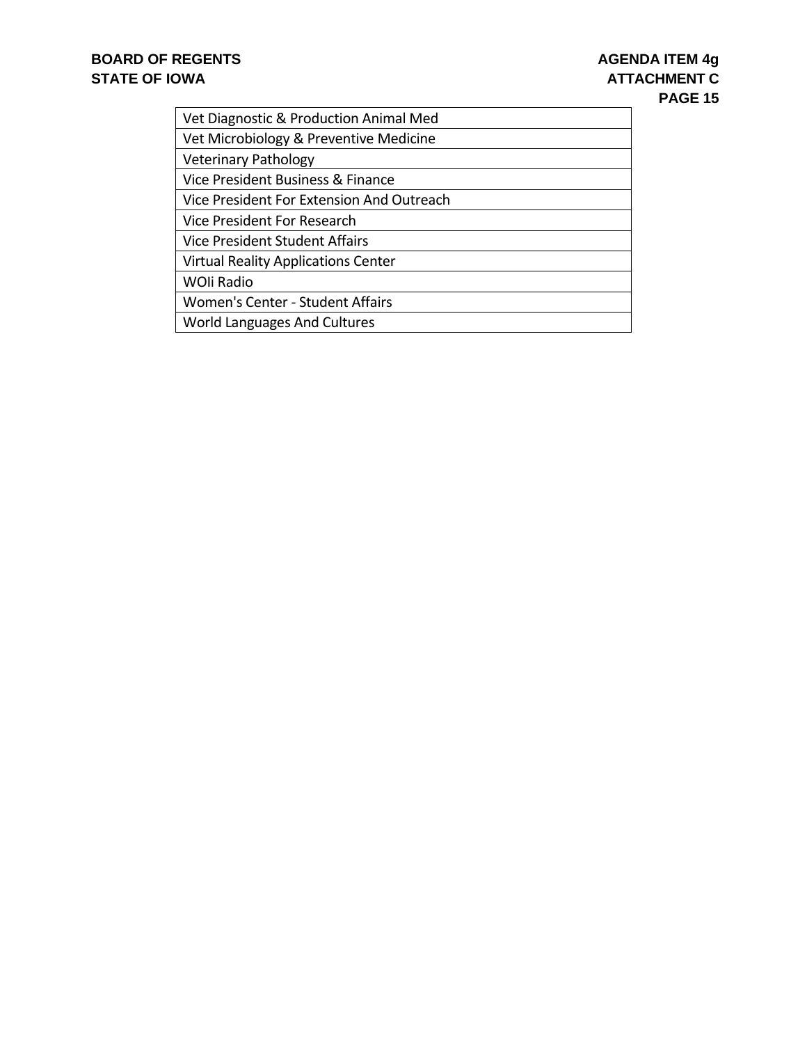| Vet Diagnostic & Production Animal Med |
|---|
| Vet Microbiology & Preventive Medicine |
| Veterinary Pathology |
| Vice President Business & Finance |
| Vice President For Extension And Outreach |
| Vice President For Research |
| Vice President Student Affairs |
| Virtual Reality Applications Center |
| WOIi Radio |
| Women's Center - Student Affairs |
| World Languages And Cultures |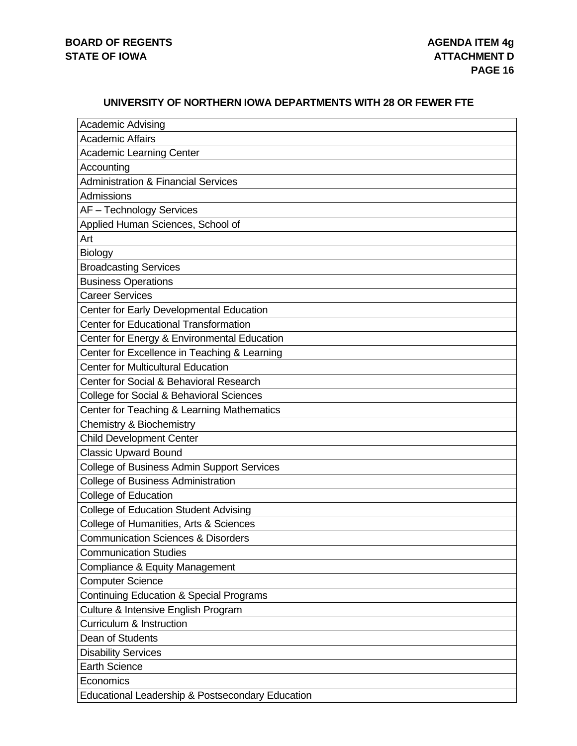## UNIVERSITY OF NORTHERN IOWA DEPARTMENTS WITH 28 OR FEWER FTE

| |
|---|
| Academic Advising |
| Academic Affairs |
| Academic Learning Center |
| Accounting |
| Administration & Financial Services |
| Admissions |
| AF – Technology Services |
| Applied Human Sciences, School of |
| Art |
| Biology |
| Broadcasting Services |
| Business Operations |
| Career Services |
| Center for Early Developmental Education |
| Center for Educational Transformation |
| Center for Energy & Environmental Education |
| Center for Excellence in Teaching & Learning |
| Center for Multicultural Education |
| Center for Social & Behavioral Research |
| College for Social & Behavioral Sciences |
| Center for Teaching & Learning Mathematics |
| Chemistry & Biochemistry |
| Child Development Center |
| Classic Upward Bound |
| College of Business Admin Support Services |
| College of Business Administration |
| College of Education |
| College of Education Student Advising |
| College of Humanities, Arts & Sciences |
| Communication Sciences & Disorders |
| Communication Studies |
| Compliance & Equity Management |
| Computer Science |
| Continuing Education & Special Programs |
| Culture & Intensive English Program |
| Curriculum & Instruction |
| Dean of Students |
| Disability Services |
| Earth Science |
| Economics |
| Educational Leadership & Postsecondary Education |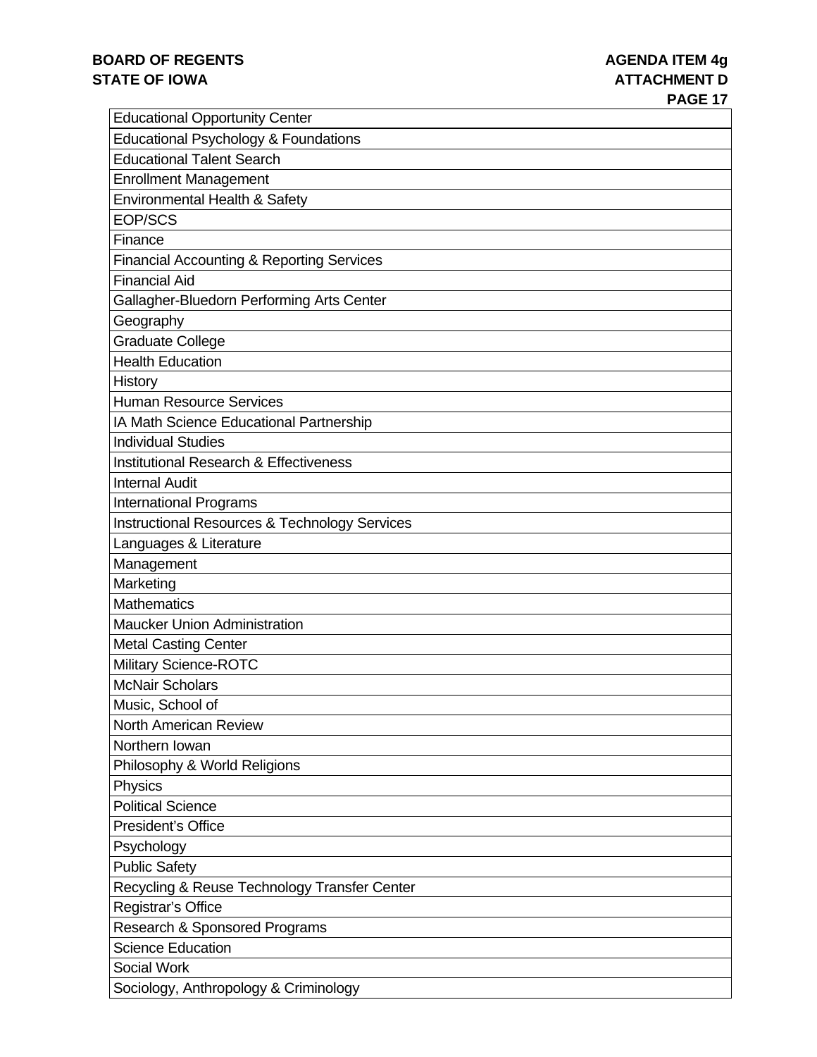| Educational Opportunity Center |
|---|
| Educational Psychology & Foundations |
| Educational Talent Search |
| Enrollment Management |
| Environmental Health & Safety |
| EOP/SCS |
| Finance |
| Financial Accounting & Reporting Services |
| Financial Aid |
| Gallagher-Bluedorn Performing Arts Center |
| Geography |
| Graduate College |
| Health Education |
| History |
| Human Resource Services |
| IA Math Science Educational Partnership |
| Individual Studies |
| Institutional Research & Effectiveness |
| Internal Audit |
| International Programs |
| Instructional Resources & Technology Services |
| Languages & Literature |
| Management |
| Marketing |
| Mathematics |
| Maucker Union Administration |
| Metal Casting Center |
| Military Science-ROTC |
| McNair Scholars |
| Music, School of |
| North American Review |
| Northern Iowan |
| Philosophy & World Religions |
| Physics |
| Political Science |
| President's Office |
| Psychology |
| Public Safety |
| Recycling & Reuse Technology Transfer Center |
| Registrar's Office |
| Research & Sponsored Programs |
| Science Education |
| Social Work |
| Sociology, Anthropology & Criminology |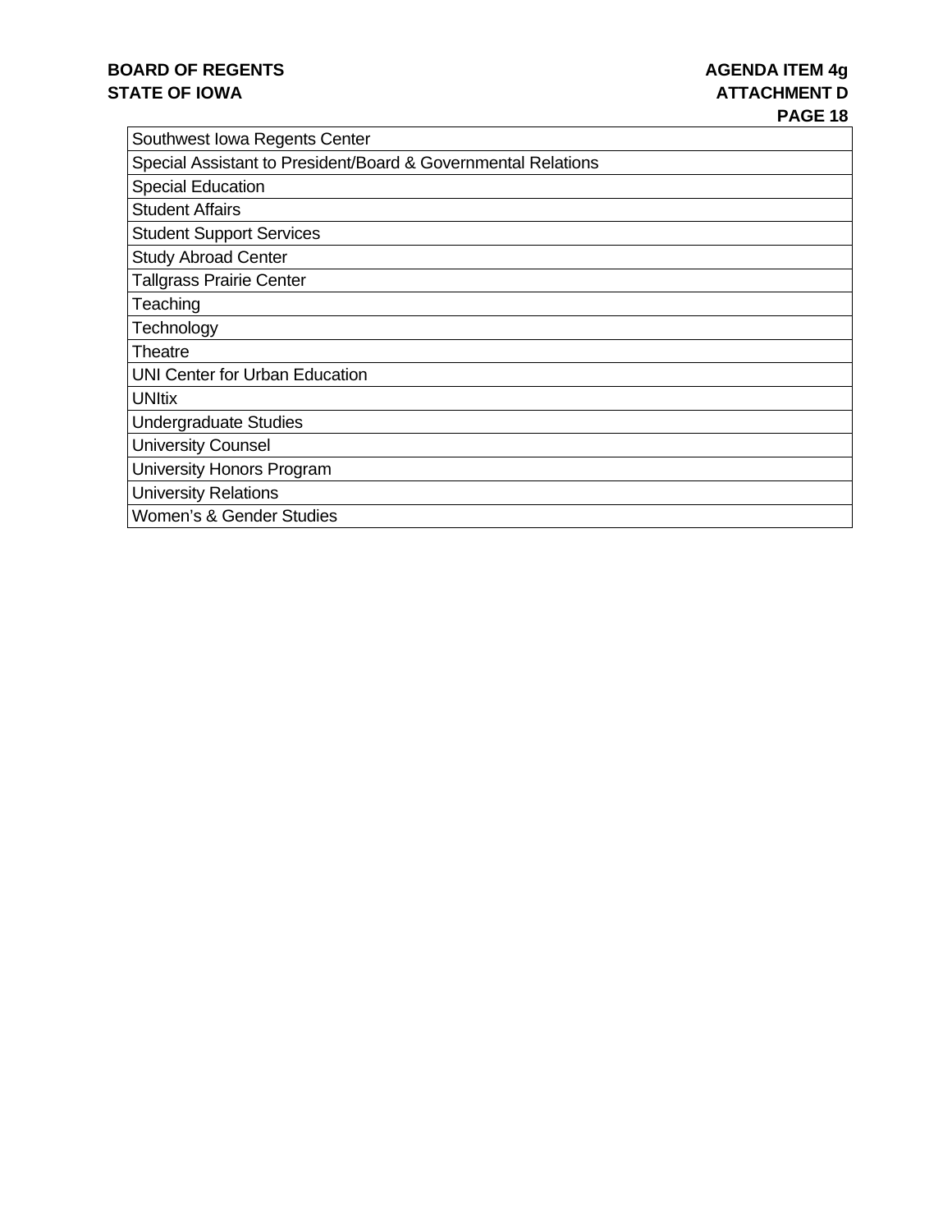| |
|---|
| Southwest Iowa Regents Center |
| Special Assistant to President/Board & Governmental Relations |
| Special Education |
| Student Affairs |
| Student Support Services |
| Study Abroad Center |
| Tallgrass Prairie Center |
| Teaching |
| Technology |
| Theatre |
| UNI Center for Urban Education |
| UNItix |
| Undergraduate Studies |
| University Counsel |
| University Honors Program |
| University Relations |
| Women's & Gender Studies |